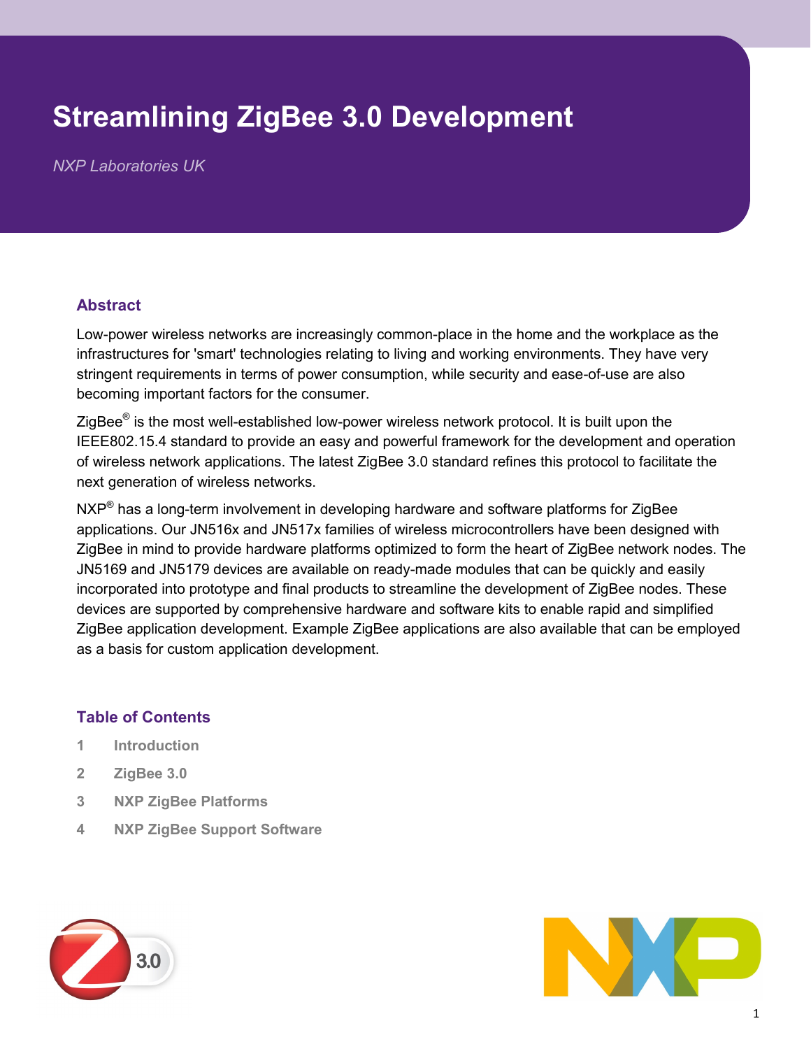# Streamlining ZigBee 3.0 Development

*NXP Laboratories UK*

## Abstract

Low-power wireless networks are increasingly common-place in the home and the workplace as the infrastructures for 'smart' technologies relating to living and working environments. They have very stringent requirements in terms of power consumption, while security and ease-of-use are also becoming important factors for the consumer.

ZigBee® is the most well-established low-power wireless network protocol. It is built upon the IEEE802.15.4 standard to provide an easy and powerful framework for the development and operation of wireless network applications. The latest ZigBee 3.0 standard refines this protocol to facilitate the next generation of wireless networks.

NXP® has a long-term involvement in developing hardware and software platforms for ZigBee applications. Our JN516x and JN517x families of wireless microcontrollers have been designed with ZigBee in mind to provide hardware platforms optimized to form the heart of ZigBee network nodes. The JN5169 and JN5179 devices are available on ready-made modules that can be quickly and easily incorporated into prototype and final products to streamline the development of ZigBee nodes. These devices are supported by comprehensive hardware and software kits to enable rapid and simplified ZigBee application development. Example ZigBee applications are also available that can be employed as a basis for custom application development.

## Table of Contents

1 Introduction

2 ZigBee 3.0

3 NXP ZigBee Platforms

4 NXP ZigBee Support Software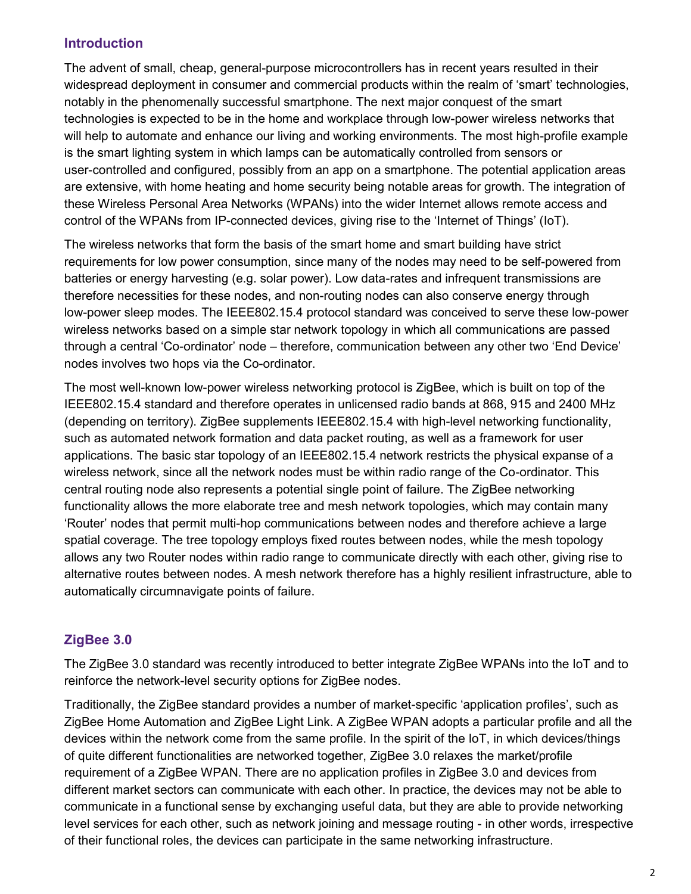## Introduction

The advent of small, cheap, general-purpose microcontrollers has in recent years resulted in their widespread deployment in consumer and commercial products within the realm of 'smart' technologies, notably in the phenomenally successful smartphone. The next major conquest of the smart technologies is expected to be in the home and workplace through low-power wireless networks that will help to automate and enhance our living and working environments. The most high-profile example is the smart lighting system in which lamps can be automatically controlled from sensors or user-controlled and configured, possibly from an app on a smartphone. The potential application areas are extensive, with home heating and home security being notable areas for growth. The integration of these Wireless Personal Area Networks (WPANs) into the wider Internet allows remote access and control of the WPANs from IP-connected devices, giving rise to the 'Internet of Things' (IoT).

The wireless networks that form the basis of the smart home and smart building have strict requirements for low power consumption, since many of the nodes may need to be self-powered from batteries or energy harvesting (e.g. solar power). Low data-rates and infrequent transmissions are therefore necessities for these nodes, and non-routing nodes can also conserve energy through low-power sleep modes. The IEEE802.15.4 protocol standard was conceived to serve these low-power wireless networks based on a simple star network topology in which all communications are passed through a central 'Co-ordinator' node – therefore, communication between any other two 'End Device' nodes involves two hops via the Co-ordinator.

The most well-known low-power wireless networking protocol is ZigBee, which is built on top of the IEEE802.15.4 standard and therefore operates in unlicensed radio bands at 868, 915 and 2400 MHz (depending on territory). ZigBee supplements IEEE802.15.4 with high-level networking functionality, such as automated network formation and data packet routing, as well as a framework for user applications. The basic star topology of an IEEE802.15.4 network restricts the physical expanse of a wireless network, since all the network nodes must be within radio range of the Co-ordinator. This central routing node also represents a potential single point of failure. The ZigBee networking functionality allows the more elaborate tree and mesh network topologies, which may contain many 'Router' nodes that permit multi-hop communications between nodes and therefore achieve a large spatial coverage. The tree topology employs fixed routes between nodes, while the mesh topology allows any two Router nodes within radio range to communicate directly with each other, giving rise to alternative routes between nodes. A mesh network therefore has a highly resilient infrastructure, able to automatically circumnavigate points of failure.

## ZigBee 3.0

The ZigBee 3.0 standard was recently introduced to better integrate ZigBee WPANs into the IoT and to reinforce the network-level security options for ZigBee nodes.

Traditionally, the ZigBee standard provides a number of market-specific 'application profiles', such as ZigBee Home Automation and ZigBee Light Link. A ZigBee WPAN adopts a particular profile and all the devices within the network come from the same profile. In the spirit of the IoT, in which devices/things of quite different functionalities are networked together, ZigBee 3.0 relaxes the market/profile requirement of a ZigBee WPAN. There are no application profiles in ZigBee 3.0 and devices from different market sectors can communicate with each other. In practice, the devices may not be able to communicate in a functional sense by exchanging useful data, but they are able to provide networking level services for each other, such as network joining and message routing - in other words, irrespective of their functional roles, the devices can participate in the same networking infrastructure.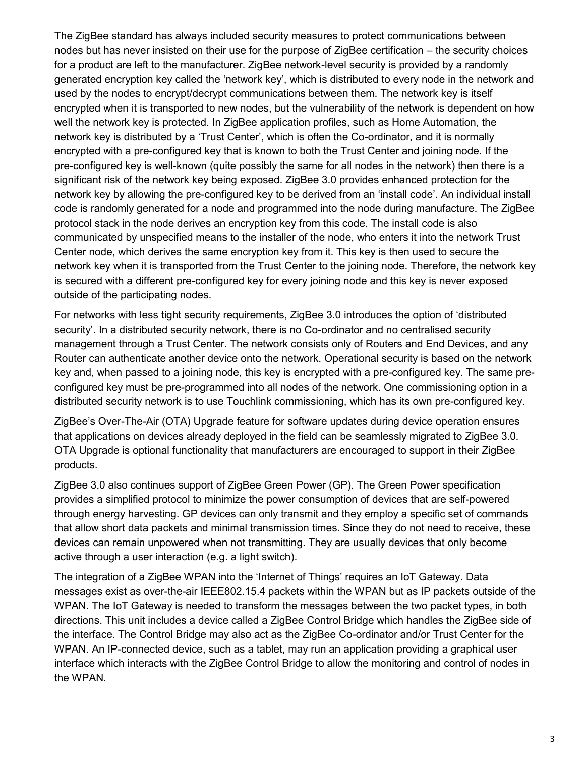The ZigBee standard has always included security measures to protect communications between nodes but has never insisted on their use for the purpose of ZigBee certification – the security choices for a product are left to the manufacturer. ZigBee network-level security is provided by a randomly generated encryption key called the 'network key', which is distributed to every node in the network and used by the nodes to encrypt/decrypt communications between them. The network key is itself encrypted when it is transported to new nodes, but the vulnerability of the network is dependent on how well the network key is protected. In ZigBee application profiles, such as Home Automation, the network key is distributed by a 'Trust Center', which is often the Co-ordinator, and it is normally encrypted with a pre-configured key that is known to both the Trust Center and joining node. If the pre-configured key is well-known (quite possibly the same for all nodes in the network) then there is a significant risk of the network key being exposed. ZigBee 3.0 provides enhanced protection for the network key by allowing the pre-configured key to be derived from an 'install code'. An individual install code is randomly generated for a node and programmed into the node during manufacture. The ZigBee protocol stack in the node derives an encryption key from this code. The install code is also communicated by unspecified means to the installer of the node, who enters it into the network Trust Center node, which derives the same encryption key from it. This key is then used to secure the network key when it is transported from the Trust Center to the joining node. Therefore, the network key is secured with a different pre-configured key for every joining node and this key is never exposed outside of the participating nodes.

For networks with less tight security requirements, ZigBee 3.0 introduces the option of 'distributed security'. In a distributed security network, there is no Co-ordinator and no centralised security management through a Trust Center. The network consists only of Routers and End Devices, and any Router can authenticate another device onto the network. Operational security is based on the network key and, when passed to a joining node, this key is encrypted with a pre-configured key. The same pre-configured key must be pre-programmed into all nodes of the network. One commissioning option in a distributed security network is to use Touchlink commissioning, which has its own pre-configured key.

ZigBee's Over-The-Air (OTA) Upgrade feature for software updates during device operation ensures that applications on devices already deployed in the field can be seamlessly migrated to ZigBee 3.0. OTA Upgrade is optional functionality that manufacturers are encouraged to support in their ZigBee products.

ZigBee 3.0 also continues support of ZigBee Green Power (GP). The Green Power specification provides a simplified protocol to minimize the power consumption of devices that are self-powered through energy harvesting. GP devices can only transmit and they employ a specific set of commands that allow short data packets and minimal transmission times. Since they do not need to receive, these devices can remain unpowered when not transmitting. They are usually devices that only become active through a user interaction (e.g. a light switch).

The integration of a ZigBee WPAN into the 'Internet of Things' requires an IoT Gateway. Data messages exist as over-the-air IEEE802.15.4 packets within the WPAN but as IP packets outside of the WPAN. The IoT Gateway is needed to transform the messages between the two packet types, in both directions. This unit includes a device called a ZigBee Control Bridge which handles the ZigBee side of the interface. The Control Bridge may also act as the ZigBee Co-ordinator and/or Trust Center for the WPAN. An IP-connected device, such as a tablet, may run an application providing a graphical user interface which interacts with the ZigBee Control Bridge to allow the monitoring and control of nodes in the WPAN.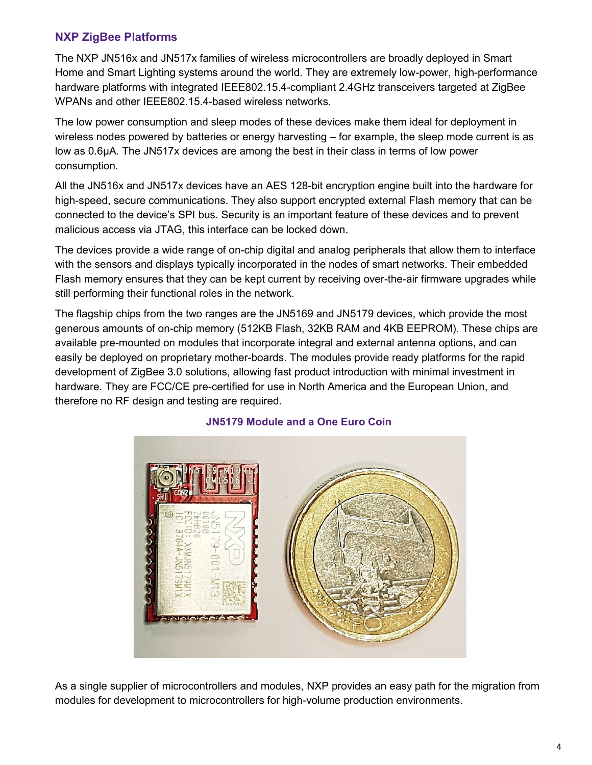## NXP ZigBee Platforms

The NXP JN516x and JN517x families of wireless microcontrollers are broadly deployed in Smart Home and Smart Lighting systems around the world. They are extremely low-power, high-performance hardware platforms with integrated IEEE802.15.4-compliant 2.4GHz transceivers targeted at ZigBee WPANs and other IEEE802.15.4-based wireless networks.

The low power consumption and sleep modes of these devices make them ideal for deployment in wireless nodes powered by batteries or energy harvesting – for example, the sleep mode current is as low as 0.6µA. The JN517x devices are among the best in their class in terms of low power consumption.

All the JN516x and JN517x devices have an AES 128-bit encryption engine built into the hardware for high-speed, secure communications. They also support encrypted external Flash memory that can be connected to the device's SPI bus. Security is an important feature of these devices and to prevent malicious access via JTAG, this interface can be locked down.

The devices provide a wide range of on-chip digital and analog peripherals that allow them to interface with the sensors and displays typically incorporated in the nodes of smart networks. Their embedded Flash memory ensures that they can be kept current by receiving over-the-air firmware upgrades while still performing their functional roles in the network.

The flagship chips from the two ranges are the JN5169 and JN5179 devices, which provide the most generous amounts of on-chip memory (512KB Flash, 32KB RAM and 4KB EEPROM). These chips are available pre-mounted on modules that incorporate integral and external antenna options, and can easily be deployed on proprietary mother-boards. The modules provide ready platforms for the rapid development of ZigBee 3.0 solutions, allowing fast product introduction with minimal investment in hardware. They are FCC/CE pre-certified for use in North America and the European Union, and therefore no RF design and testing are required.

**JN5179 Module and a One Euro Coin**

As a single supplier of microcontrollers and modules, NXP provides an easy path for the migration from modules for development to microcontrollers for high-volume production environments.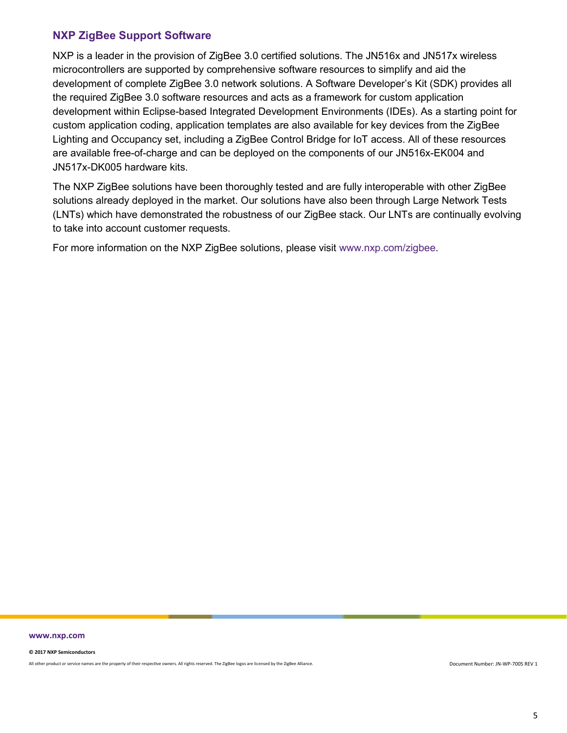## NXP ZigBee Support Software

NXP is a leader in the provision of ZigBee 3.0 certified solutions. The JN516x and JN517x wireless microcontrollers are supported by comprehensive software resources to simplify and aid the development of complete ZigBee 3.0 network solutions. A Software Developer's Kit (SDK) provides all the required ZigBee 3.0 software resources and acts as a framework for custom application development within Eclipse-based Integrated Development Environments (IDEs). As a starting point for custom application coding, application templates are also available for key devices from the ZigBee Lighting and Occupancy set, including a ZigBee Control Bridge for IoT access. All of these resources are available free-of-charge and can be deployed on the components of our JN516x-EK004 and JN517x-DK005 hardware kits.

The NXP ZigBee solutions have been thoroughly tested and are fully interoperable with other ZigBee solutions already deployed in the market. Our solutions have also been through Large Network Tests (LNTs) which have demonstrated the robustness of our ZigBee stack. Our LNTs are continually evolving to take into account customer requests.

For more information on the NXP ZigBee solutions, please visit www.nxp.com/zigbee.

**www.nxp.com**

**© 2017 NXP Semiconductors**

All other product or service names are the property of their respective owners. All rights reserved. The ZigBee logos are licensed by the ZigBee Alliance.

Document Number: JN-WP-7005 REV 1